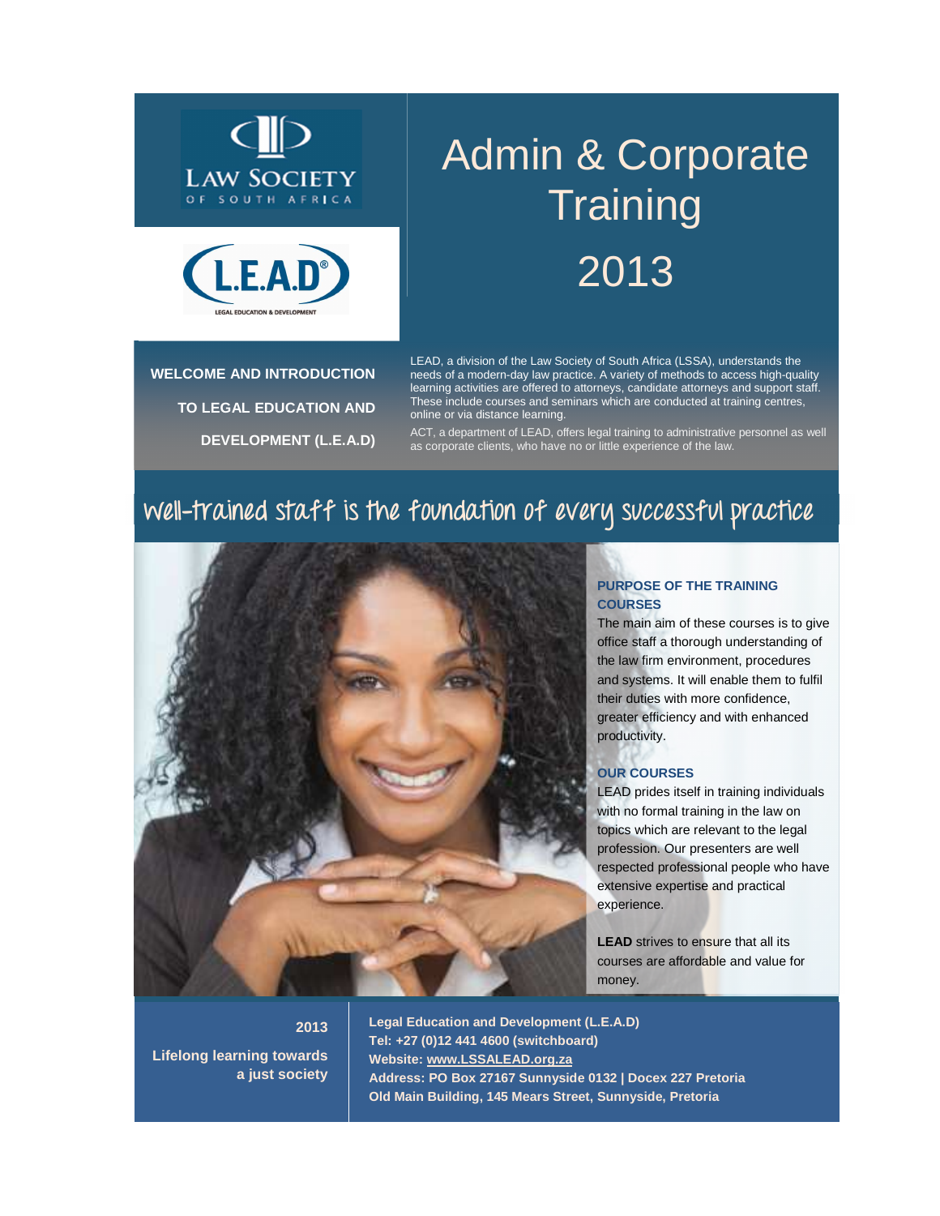LAW SOCIETY OF SOUTH AFRICA

L.E.A.D® LEGAL EDUCATION & DEVELOPMENT

# Admin & Corporate Training 2013

**WELCOME AND INTRODUCTION TO LEGAL EDUCATION AND DEVELOPMENT (L.E.A.D)**

LEAD, a division of the Law Society of South Africa (LSSA), understands the needs of a modern-day law practice. A variety of methods to access high-quality learning activities are offered to attorneys, candidate attorneys and support staff. These include courses and seminars which are conducted at training centres, online or via distance learning.

ACT, a department of LEAD, offers legal training to administrative personnel as well as corporate clients, who have no or little experience of the law.

## Well-trained staff is the foundation of every successful practice

### PURPOSE OF THE TRAINING COURSES

The main aim of these courses is to give office staff a thorough understanding of the law firm environment, procedures and systems. It will enable them to fulfil their duties with more confidence, greater efficiency and with enhanced productivity.

### OUR COURSES

LEAD prides itself in training individuals with no formal training in the law on topics which are relevant to the legal profession. Our presenters are well respected professional people who have extensive expertise and practical experience.

**LEAD** strives to ensure that all its courses are affordable and value for money.

**2013**

**Lifelong learning towards a just society**

**Legal Education and Development (L.E.A.D)**
**Tel: +27 (0)12 441 4600 (switchboard)**
**Website: www.LSSALEAD.org.za**
**Address: PO Box 27167 Sunnyside 0132 | Docex 227 Pretoria**
**Old Main Building, 145 Mears Street, Sunnyside, Pretoria**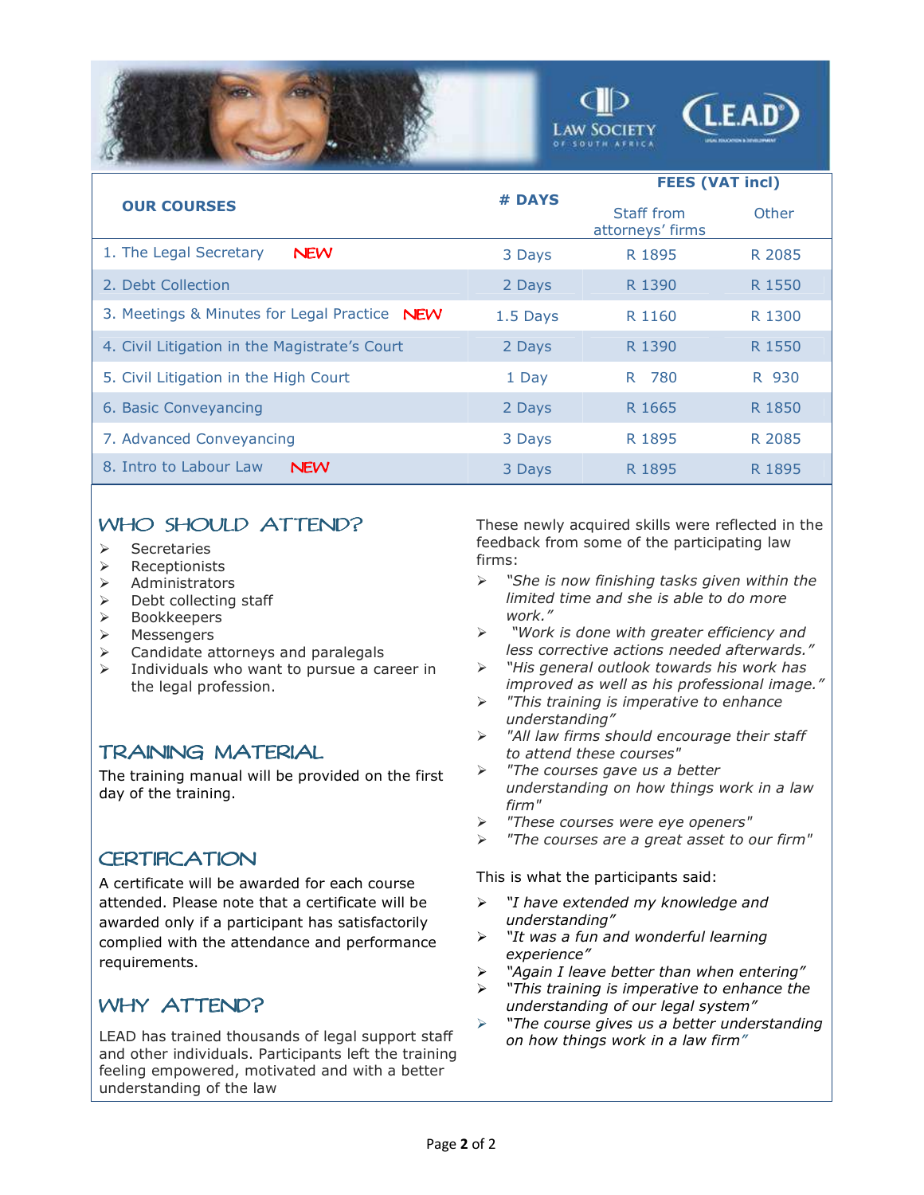| OUR COURSES | # DAYS | FEES (VAT incl) | |
|---|---|---|---|
| | | Staff from attorneys' firms | Other |
| 1. The Legal Secretary **NEW** | 3 Days | R 1895 | R 2085 |
| 2. Debt Collection | 2 Days | R 1390 | R 1550 |
| 3. Meetings & Minutes for Legal Practice **NEW** | 1.5 Days | R 1160 | R 1300 |
| 4. Civil Litigation in the Magistrate's Court | 2 Days | R 1390 | R 1550 |
| 5. Civil Litigation in the High Court | 1 Day | R 780 | R 930 |
| 6. Basic Conveyancing | 2 Days | R 1665 | R 1850 |
| 7. Advanced Conveyancing | 3 Days | R 1895 | R 2085 |
| 8. Intro to Labour Law **NEW** | 3 Days | R 1895 | R 1895 |

## WHO SHOULD ATTEND?

- Secretaries
- Receptionists
- Administrators
- Debt collecting staff
- Bookkeepers
- Messengers
- Candidate attorneys and paralegals
- Individuals who want to pursue a career in the legal profession.

## TRAINING MATERIAL

The training manual will be provided on the first day of the training.

## CERTIFICATION

A certificate will be awarded for each course attended. Please note that a certificate will be awarded only if a participant has satisfactorily complied with the attendance and performance requirements.

## WHY ATTEND?

LEAD has trained thousands of legal support staff and other individuals. Participants left the training feeling empowered, motivated and with a better understanding of the law

These newly acquired skills were reflected in the feedback from some of the participating law firms:

- *"She is now finishing tasks given within the limited time and she is able to do more work."*
- *"Work is done with greater efficiency and less corrective actions needed afterwards."*
- *"His general outlook towards his work has improved as well as his professional image."*
- *"This training is imperative to enhance understanding"*
- *"All law firms should encourage their staff to attend these courses"*
- *"The courses gave us a better understanding on how things work in a law firm"*
- *"These courses were eye openers"*
- *"The courses are a great asset to our firm"*

This is what the participants said:

- *"I have extended my knowledge and understanding"*
- *"It was a fun and wonderful learning experience"*
- *"Again I leave better than when entering"*
- *"This training is imperative to enhance the understanding of our legal system"*
- *"The course gives us a better understanding on how things work in a law firm"*